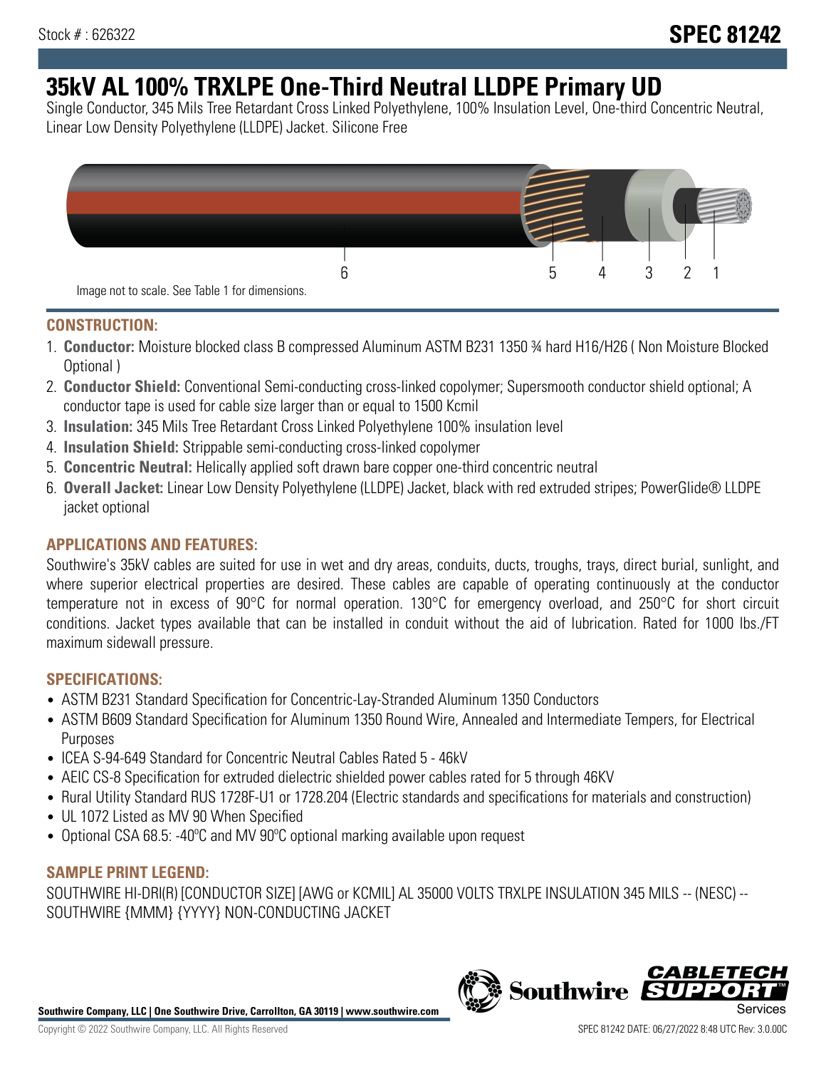Stock # : 626322

**SPEC 81242**

# 35kV AL 100% TRXLPE One-Third Neutral LLDPE Primary UD

Single Conductor, 345 Mils Tree Retardant Cross Linked Polyethylene, 100% Insulation Level, One-third Concentric Neutral, Linear Low Density Polyethylene (LLDPE) Jacket. Silicone Free

Image not to scale. See Table 1 for dimensions.

## CONSTRUCTION:

1. **Conductor:** Moisture blocked class B compressed Aluminum ASTM B231 1350 ¾ hard H16/H26 ( Non Moisture Blocked Optional )
2. **Conductor Shield:** Conventional Semi-conducting cross-linked copolymer; Supersmooth conductor shield optional; A conductor tape is used for cable size larger than or equal to 1500 Kcmil
3. **Insulation:** 345 Mils Tree Retardant Cross Linked Polyethylene 100% insulation level
4. **Insulation Shield:** Strippable semi-conducting cross-linked copolymer
5. **Concentric Neutral:** Helically applied soft drawn bare copper one-third concentric neutral
6. **Overall Jacket:** Linear Low Density Polyethylene (LLDPE) Jacket, black with red extruded stripes; PowerGlide® LLDPE jacket optional

## APPLICATIONS AND FEATURES:

Southwire's 35kV cables are suited for use in wet and dry areas, conduits, ducts, troughs, trays, direct burial, sunlight, and where superior electrical properties are desired. These cables are capable of operating continuously at the conductor temperature not in excess of 90°C for normal operation. 130°C for emergency overload, and 250°C for short circuit conditions. Jacket types available that can be installed in conduit without the aid of lubrication. Rated for 1000 lbs./FT maximum sidewall pressure.

## SPECIFICATIONS:

- ASTM B231 Standard Specification for Concentric-Lay-Stranded Aluminum 1350 Conductors
- ASTM B609 Standard Specification for Aluminum 1350 Round Wire, Annealed and Intermediate Tempers, for Electrical Purposes
- ICEA S-94-649 Standard for Concentric Neutral Cables Rated 5 - 46kV
- AEIC CS-8 Specification for extruded dielectric shielded power cables rated for 5 through 46KV
- Rural Utility Standard RUS 1728F-U1 or 1728.204 (Electric standards and specifications for materials and construction)
- UL 1072 Listed as MV 90 When Specified
- Optional CSA 68.5: -40ºC and MV 90ºC optional marking available upon request

## SAMPLE PRINT LEGEND:

SOUTHWIRE HI-DRI(R) [CONDUCTOR SIZE] [AWG or KCMIL] AL 35000 VOLTS TRXLPE INSULATION 345 MILS -- (NESC) -- SOUTHWIRE {MMM} {YYYY} NON-CONDUCTING JACKET

**Southwire Company, LLC | One Southwire Drive, Carrollton, GA 30119 | www.southwire.com**

Copyright © 2022 Southwire Company, LLC. All Rights Reserved

SPEC 81242 DATE: 06/27/2022 8:48 UTC Rev: 3.0.00C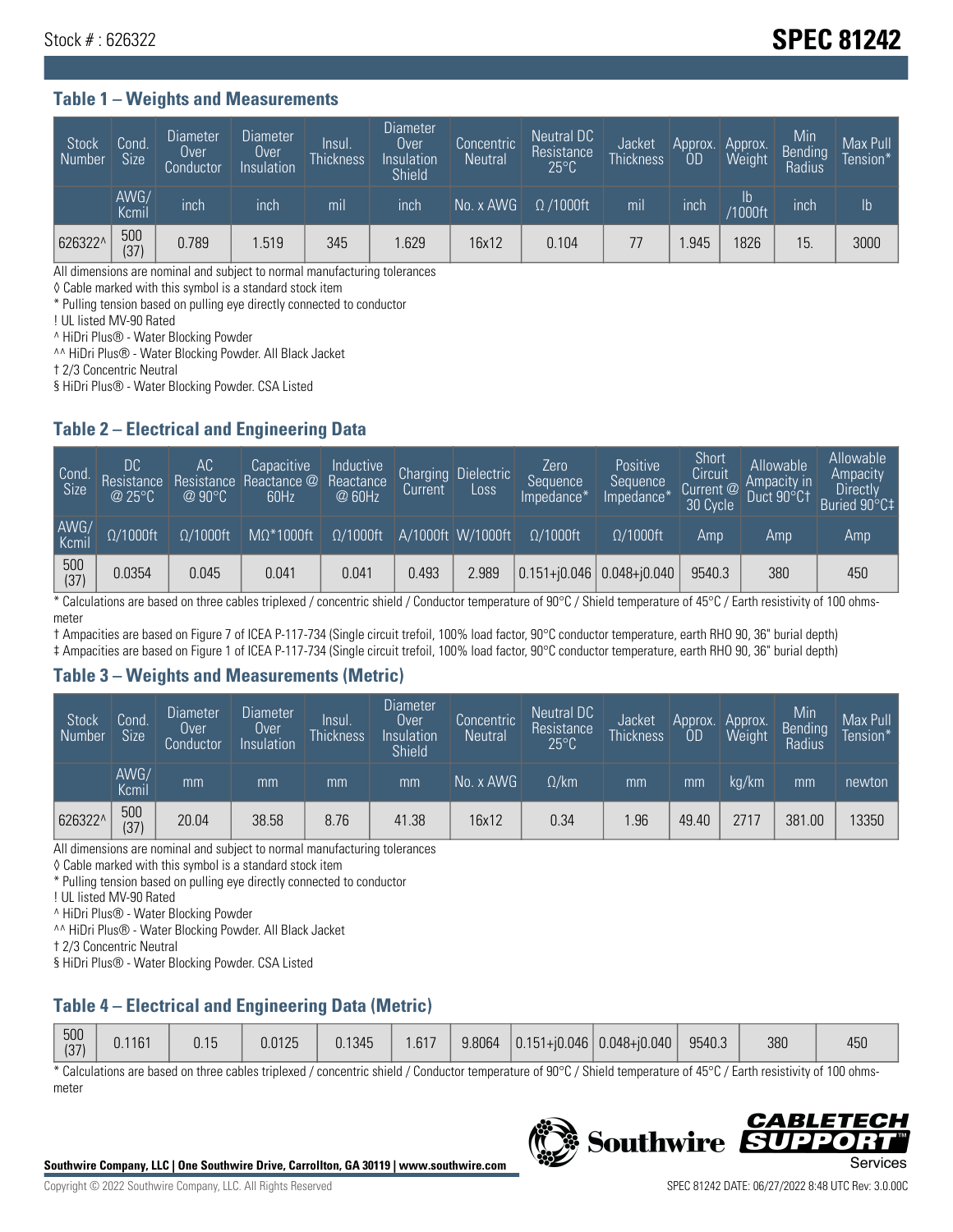Stock # : 626322

# SPEC 81242

## Table 1 – Weights and Measurements

| Stock Number | Cond. Size | Diameter Over Conductor | Diameter Over Insulation | Insul. Thickness | Diameter Over Insulation Shield | Concentric Neutral | Neutral DC Resistance 25°C | Jacket Thickness | Approx. OD | Approx. Weight | Min Bending Radius | Max Pull Tension* |
|---|---|---|---|---|---|---|---|---|---|---|---|---|
| | AWG/ Kcmil | inch | inch | mil | inch | No. x AWG | Ω /1000ft | mil | inch | lb /1000ft | inch | lb |
| 626322^ | 500 (37) | 0.789 | 1.519 | 345 | 1.629 | 16x12 | 0.104 | 77 | 1.945 | 1826 | 15. | 3000 |

All dimensions are nominal and subject to normal manufacturing tolerances

◊ Cable marked with this symbol is a standard stock item

* Pulling tension based on pulling eye directly connected to conductor

! UL listed MV-90 Rated

^ HiDri Plus® - Water Blocking Powder

^^ HiDri Plus® - Water Blocking Powder. All Black Jacket

† 2/3 Concentric Neutral

§ HiDri Plus® - Water Blocking Powder. CSA Listed

## Table 2 – Electrical and Engineering Data

| Cond. Size | DC Resistance @ 25°C | AC Resistance @ 90°C | Capacitive Reactance @ 60Hz | Inductive Reactance @ 60Hz | Charging Current | Dielectric Loss | Zero Sequence Impedance* | Positive Sequence Impedance* | Short Circuit Current @ 30 Cycle | Allowable Ampacity in Duct 90°C† | Allowable Ampacity Directly Buried 90°C‡ |
|---|---|---|---|---|---|---|---|---|---|---|---|
| AWG/ Kcmil | Ω/1000ft | Ω/1000ft | MΩ*1000ft | Ω/1000ft | A/1000ft | W/1000ft | Ω/1000ft | Ω/1000ft | Amp | Amp | Amp |
| 500 (37) | 0.0354 | 0.045 | 0.041 | 0.041 | 0.493 | 2.989 | 0.151+j0.046 | 0.048+j0.040 | 9540.3 | 380 | 450 |

* Calculations are based on three cables triplexed / concentric shield / Conductor temperature of 90°C / Shield temperature of 45°C / Earth resistivity of 100 ohms-meter

† Ampacities are based on Figure 7 of ICEA P-117-734 (Single circuit trefoil, 100% load factor, 90°C conductor temperature, earth RHO 90, 36" burial depth)

‡ Ampacities are based on Figure 1 of ICEA P-117-734 (Single circuit trefoil, 100% load factor, 90°C conductor temperature, earth RHO 90, 36" burial depth)

## Table 3 – Weights and Measurements (Metric)

| Stock Number | Cond. Size | Diameter Over Conductor | Diameter Over Insulation | Insul. Thickness | Diameter Over Insulation Shield | Concentric Neutral | Neutral DC Resistance 25°C | Jacket Thickness | Approx. OD | Approx. Weight | Min Bending Radius | Max Pull Tension* |
|---|---|---|---|---|---|---|---|---|---|---|---|---|
| | AWG/ Kcmil | mm | mm | mm | mm | No. x AWG | Ω/km | mm | mm | kg/km | mm | newton |
| 626322^ | 500 (37) | 20.04 | 38.58 | 8.76 | 41.38 | 16x12 | 0.34 | 1.96 | 49.40 | 2717 | 381.00 | 13350 |

All dimensions are nominal and subject to normal manufacturing tolerances

◊ Cable marked with this symbol is a standard stock item

* Pulling tension based on pulling eye directly connected to conductor

! UL listed MV-90 Rated

^ HiDri Plus® - Water Blocking Powder

^^ HiDri Plus® - Water Blocking Powder. All Black Jacket

† 2/3 Concentric Neutral

§ HiDri Plus® - Water Blocking Powder. CSA Listed

## Table 4 – Electrical and Engineering Data (Metric)

| | | | | | | | | | | | |
|---|---|---|---|---|---|---|---|---|---|---|---|
| 500 (37) | 0.1161 | 0.15 | 0.0125 | 0.1345 | 1.617 | 9.8064 | 0.151+j0.046 | 0.048+j0.040 | 9540.3 | 380 | 450 |

* Calculations are based on three cables triplexed / concentric shield / Conductor temperature of 90°C / Shield temperature of 45°C / Earth resistivity of 100 ohms-meter

**Southwire Company, LLC | One Southwire Drive, Carrollton, GA 30119 | www.southwire.com**

Copyright © 2022 Southwire Company, LLC. All Rights Reserved

SPEC 81242 DATE: 06/27/2022 8:48 UTC Rev: 3.0.00C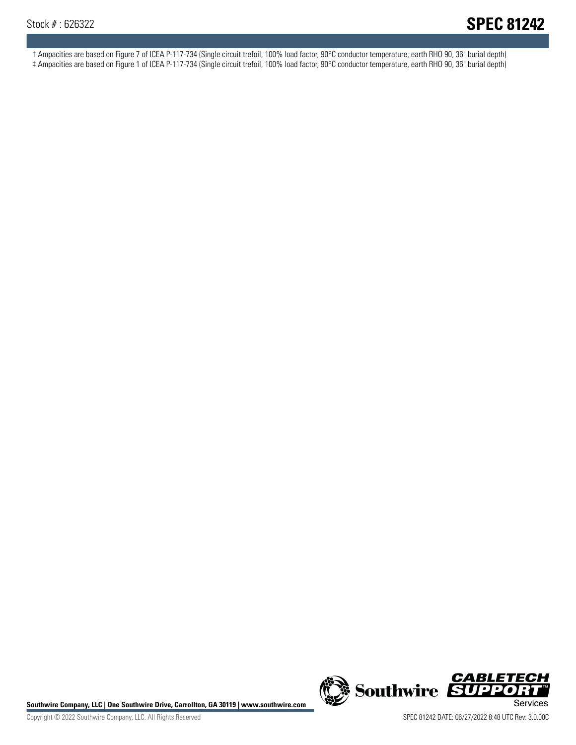† Ampacities are based on Figure 7 of ICEA P-117-734 (Single circuit trefoil, 100% load factor, 90°C conductor temperature, earth RHO 90, 36" burial depth)

‡ Ampacities are based on Figure 1 of ICEA P-117-734 (Single circuit trefoil, 100% load factor, 90°C conductor temperature, earth RHO 90, 36" burial depth)